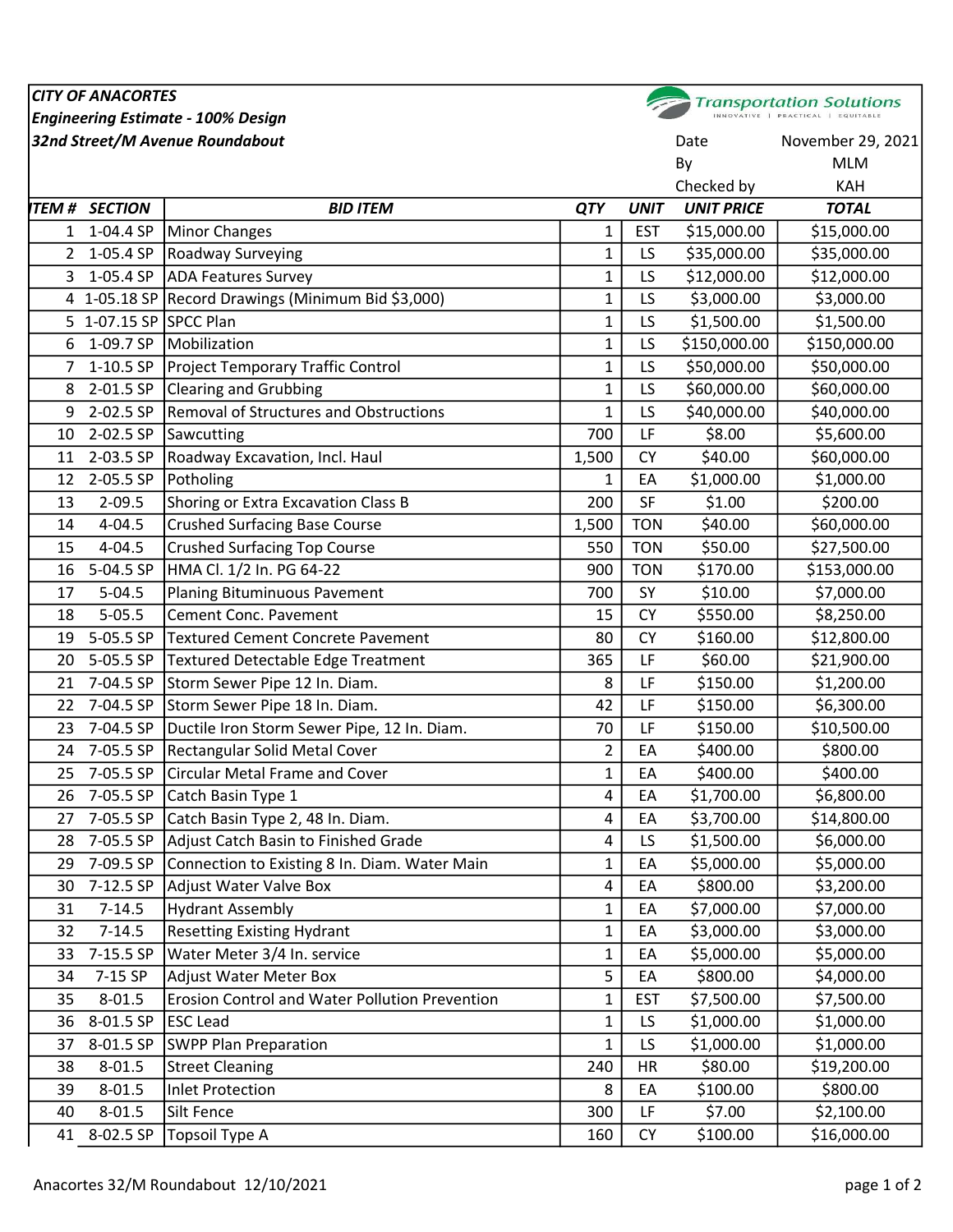***CITY OF ANACORTES***
***Engineering Estimate - 100% Design***
***32nd Street/M Avenue Roundabout***

Transportation Solutions
INNOVATIVE | PRACTICAL | EQUITABLE

| | |
|---|---|
| Date | November 29, 2021 |
| By | MLM |
| Checked by | KAH |

| *ITEM #* | *SECTION* | *BID ITEM* | *QTY* | *UNIT* | *UNIT PRICE* | *TOTAL* |
|---|---|---|---|---|---|---|
| 1 | 1-04.4 SP | Minor Changes | 1 | EST | $15,000.00 | $15,000.00 |
| 2 | 1-05.4 SP | Roadway Surveying | 1 | LS | $35,000.00 | $35,000.00 |
| 3 | 1-05.4 SP | ADA Features Survey | 1 | LS | $12,000.00 | $12,000.00 |
| 4 | 1-05.18 SP | Record Drawings (Minimum Bid $3,000) | 1 | LS | $3,000.00 | $3,000.00 |
| 5 | 1-07.15 SP | SPCC Plan | 1 | LS | $1,500.00 | $1,500.00 |
| 6 | 1-09.7 SP | Mobilization | 1 | LS | $150,000.00 | $150,000.00 |
| 7 | 1-10.5 SP | Project Temporary Traffic Control | 1 | LS | $50,000.00 | $50,000.00 |
| 8 | 2-01.5 SP | Clearing and Grubbing | 1 | LS | $60,000.00 | $60,000.00 |
| 9 | 2-02.5 SP | Removal of Structures and Obstructions | 1 | LS | $40,000.00 | $40,000.00 |
| 10 | 2-02.5 SP | Sawcutting | 700 | LF | $8.00 | $5,600.00 |
| 11 | 2-03.5 SP | Roadway Excavation, Incl. Haul | 1,500 | CY | $40.00 | $60,000.00 |
| 12 | 2-05.5 SP | Potholing | 1 | EA | $1,000.00 | $1,000.00 |
| 13 | 2-09.5 | Shoring or Extra Excavation Class B | 200 | SF | $1.00 | $200.00 |
| 14 | 4-04.5 | Crushed Surfacing Base Course | 1,500 | TON | $40.00 | $60,000.00 |
| 15 | 4-04.5 | Crushed Surfacing Top Course | 550 | TON | $50.00 | $27,500.00 |
| 16 | 5-04.5 SP | HMA Cl. 1/2 In. PG 64-22 | 900 | TON | $170.00 | $153,000.00 |
| 17 | 5-04.5 | Planing Bituminous Pavement | 700 | SY | $10.00 | $7,000.00 |
| 18 | 5-05.5 | Cement Conc. Pavement | 15 | CY | $550.00 | $8,250.00 |
| 19 | 5-05.5 SP | Textured Cement Concrete Pavement | 80 | CY | $160.00 | $12,800.00 |
| 20 | 5-05.5 SP | Textured Detectable Edge Treatment | 365 | LF | $60.00 | $21,900.00 |
| 21 | 7-04.5 SP | Storm Sewer Pipe 12 In. Diam. | 8 | LF | $150.00 | $1,200.00 |
| 22 | 7-04.5 SP | Storm Sewer Pipe 18 In. Diam. | 42 | LF | $150.00 | $6,300.00 |
| 23 | 7-04.5 SP | Ductile Iron Storm Sewer Pipe, 12 In. Diam. | 70 | LF | $150.00 | $10,500.00 |
| 24 | 7-05.5 SP | Rectangular Solid Metal Cover | 2 | EA | $400.00 | $800.00 |
| 25 | 7-05.5 SP | Circular Metal Frame and Cover | 1 | EA | $400.00 | $400.00 |
| 26 | 7-05.5 SP | Catch Basin Type 1 | 4 | EA | $1,700.00 | $6,800.00 |
| 27 | 7-05.5 SP | Catch Basin Type 2, 48 In. Diam. | 4 | EA | $3,700.00 | $14,800.00 |
| 28 | 7-05.5 SP | Adjust Catch Basin to Finished Grade | 4 | LS | $1,500.00 | $6,000.00 |
| 29 | 7-09.5 SP | Connection to Existing 8 In. Diam. Water Main | 1 | EA | $5,000.00 | $5,000.00 |
| 30 | 7-12.5 SP | Adjust Water Valve Box | 4 | EA | $800.00 | $3,200.00 |
| 31 | 7-14.5 | Hydrant Assembly | 1 | EA | $7,000.00 | $7,000.00 |
| 32 | 7-14.5 | Resetting Existing Hydrant | 1 | EA | $3,000.00 | $3,000.00 |
| 33 | 7-15.5 SP | Water Meter 3/4 In. service | 1 | EA | $5,000.00 | $5,000.00 |
| 34 | 7-15 SP | Adjust Water Meter Box | 5 | EA | $800.00 | $4,000.00 |
| 35 | 8-01.5 | Erosion Control and Water Pollution Prevention | 1 | EST | $7,500.00 | $7,500.00 |
| 36 | 8-01.5 SP | ESC Lead | 1 | LS | $1,000.00 | $1,000.00 |
| 37 | 8-01.5 SP | SWPP Plan Preparation | 1 | LS | $1,000.00 | $1,000.00 |
| 38 | 8-01.5 | Street Cleaning | 240 | HR | $80.00 | $19,200.00 |
| 39 | 8-01.5 | Inlet Protection | 8 | EA | $100.00 | $800.00 |
| 40 | 8-01.5 | Silt Fence | 300 | LF | $7.00 | $2,100.00 |
| 41 | 8-02.5 SP | Topsoil Type A | 160 | CY | $100.00 | $16,000.00 |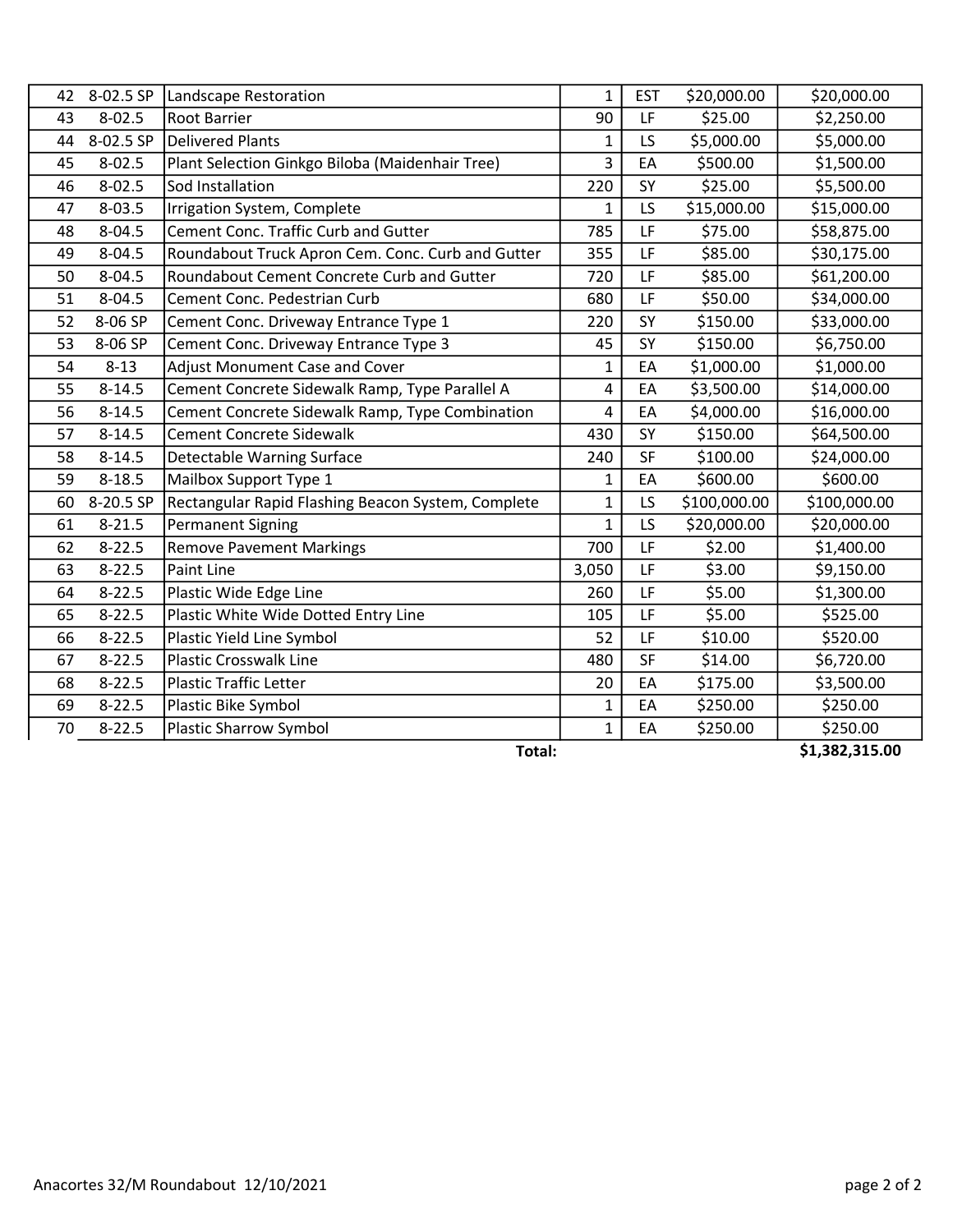| | | | | | | |
|---|---|---|---|---|---|---|
| 42 | 8-02.5 SP | Landscape Restoration | 1 | EST | $20,000.00 | $20,000.00 |
| 43 | 8-02.5 | Root Barrier | 90 | LF | $25.00 | $2,250.00 |
| 44 | 8-02.5 SP | Delivered Plants | 1 | LS | $5,000.00 | $5,000.00 |
| 45 | 8-02.5 | Plant Selection Ginkgo Biloba (Maidenhair Tree) | 3 | EA | $500.00 | $1,500.00 |
| 46 | 8-02.5 | Sod Installation | 220 | SY | $25.00 | $5,500.00 |
| 47 | 8-03.5 | Irrigation System, Complete | 1 | LS | $15,000.00 | $15,000.00 |
| 48 | 8-04.5 | Cement Conc. Traffic Curb and Gutter | 785 | LF | $75.00 | $58,875.00 |
| 49 | 8-04.5 | Roundabout Truck Apron Cem. Conc. Curb and Gutter | 355 | LF | $85.00 | $30,175.00 |
| 50 | 8-04.5 | Roundabout Cement Concrete Curb and Gutter | 720 | LF | $85.00 | $61,200.00 |
| 51 | 8-04.5 | Cement Conc. Pedestrian Curb | 680 | LF | $50.00 | $34,000.00 |
| 52 | 8-06 SP | Cement Conc. Driveway Entrance Type 1 | 220 | SY | $150.00 | $33,000.00 |
| 53 | 8-06 SP | Cement Conc. Driveway Entrance Type 3 | 45 | SY | $150.00 | $6,750.00 |
| 54 | 8-13 | Adjust Monument Case and Cover | 1 | EA | $1,000.00 | $1,000.00 |
| 55 | 8-14.5 | Cement Concrete Sidewalk Ramp, Type Parallel A | 4 | EA | $3,500.00 | $14,000.00 |
| 56 | 8-14.5 | Cement Concrete Sidewalk Ramp, Type Combination | 4 | EA | $4,000.00 | $16,000.00 |
| 57 | 8-14.5 | Cement Concrete Sidewalk | 430 | SY | $150.00 | $64,500.00 |
| 58 | 8-14.5 | Detectable Warning Surface | 240 | SF | $100.00 | $24,000.00 |
| 59 | 8-18.5 | Mailbox Support Type 1 | 1 | EA | $600.00 | $600.00 |
| 60 | 8-20.5 SP | Rectangular Rapid Flashing Beacon System, Complete | 1 | LS | $100,000.00 | $100,000.00 |
| 61 | 8-21.5 | Permanent Signing | 1 | LS | $20,000.00 | $20,000.00 |
| 62 | 8-22.5 | Remove Pavement Markings | 700 | LF | $2.00 | $1,400.00 |
| 63 | 8-22.5 | Paint Line | 3,050 | LF | $3.00 | $9,150.00 |
| 64 | 8-22.5 | Plastic Wide Edge Line | 260 | LF | $5.00 | $1,300.00 |
| 65 | 8-22.5 | Plastic White Wide Dotted Entry Line | 105 | LF | $5.00 | $525.00 |
| 66 | 8-22.5 | Plastic Yield Line Symbol | 52 | LF | $10.00 | $520.00 |
| 67 | 8-22.5 | Plastic Crosswalk Line | 480 | SF | $14.00 | $6,720.00 |
| 68 | 8-22.5 | Plastic Traffic Letter | 20 | EA | $175.00 | $3,500.00 |
| 69 | 8-22.5 | Plastic Bike Symbol | 1 | EA | $250.00 | $250.00 |
| 70 | 8-22.5 | Plastic Sharrow Symbol | 1 | EA | $250.00 | $250.00 |
| | | **Total:** | | | | **$1,382,315.00** |

Anacortes 32/M Roundabout 12/10/2021